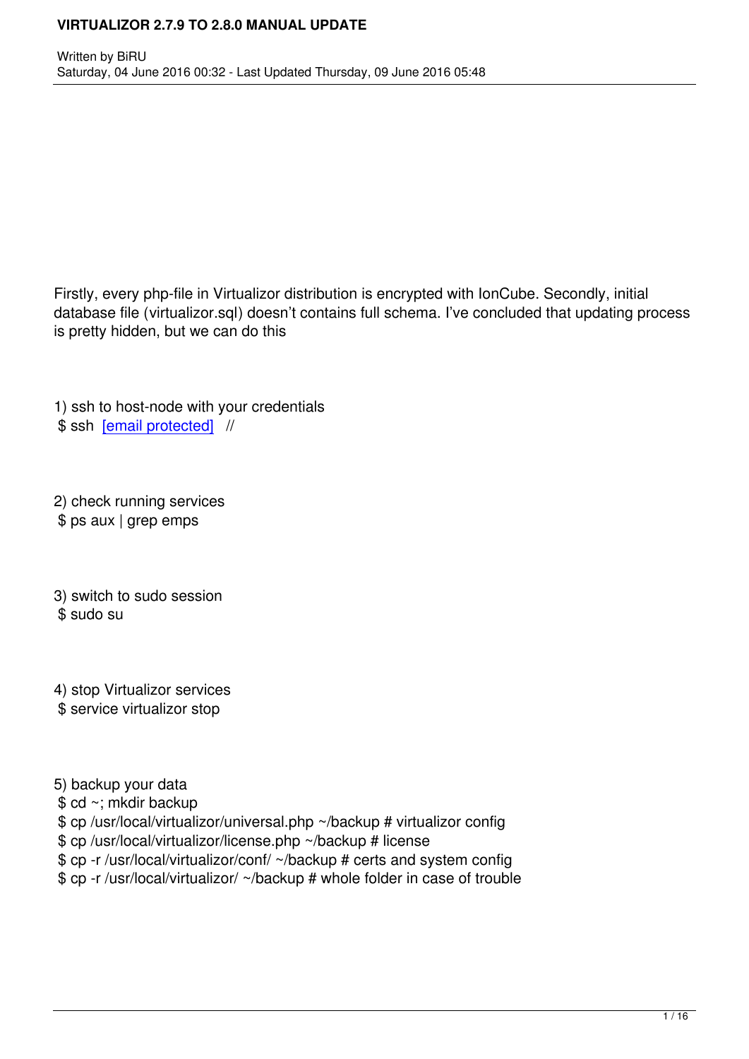# VIRTUALIZOR 2.7.9 TO 2.8.0 MANUAL UPDATE

Written by BiRU
Saturday, 04 June 2016 00:32 - Last Updated Thursday, 09 June 2016 05:48

Firstly, every php-file in Virtualizor distribution is encrypted with IonCube. Secondly, initial database file (virtualizor.sql) doesn't contains full schema. I've concluded that updating process is pretty hidden, but we can do this

1) ssh to host-node with your credentials

```
$ ssh [email protected] //
```

2) check running services

```
$ ps aux | grep emps
```

3) switch to sudo session

```
$ sudo su
```

4) stop Virtualizor services

```
$ service virtualizor stop
```

5) backup your data

```
$ cd ~; mkdir backup
$ cp /usr/local/virtualizor/universal.php ~/backup # virtualizor config
$ cp /usr/local/virtualizor/license.php ~/backup # license
$ cp -r /usr/local/virtualizor/conf/ ~/backup # certs and system config
$ cp -r /usr/local/virtualizor/ ~/backup # whole folder in case of trouble
```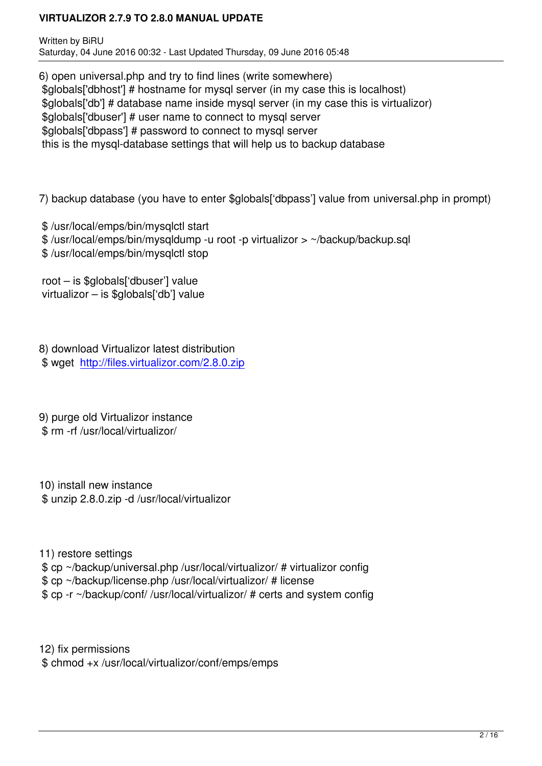6) open universal.php and try to find lines (write somewhere)

```
$globals['dbhost'] # hostname for mysql server (in my case this is localhost)
$globals['db'] # database name inside mysql server (in my case this is virtualizor)
$globals['dbuser'] # user name to connect to mysql server
$globals['dbpass'] # password to connect to mysql server
```

this is the mysql-database settings that will help us to backup database

7) backup database (you have to enter $globals['dbpass'] value from universal.php in prompt)

```
$ /usr/local/emps/bin/mysqlctl start
$ /usr/local/emps/bin/mysqldump -u root -p virtualizor > ~/backup/backup.sql
$ /usr/local/emps/bin/mysqlctl stop
```

root – is $globals['dbuser'] value
virtualizor – is $globals['db'] value

8) download Virtualizor latest distribution

```
$ wget http://files.virtualizor.com/2.8.0.zip
```

9) purge old Virtualizor instance

```
$ rm -rf /usr/local/virtualizor/
```

10) install new instance

```
$ unzip 2.8.0.zip -d /usr/local/virtualizor
```

11) restore settings

```
$ cp ~/backup/universal.php /usr/local/virtualizor/ # virtualizor config
$ cp ~/backup/license.php /usr/local/virtualizor/ # license
$ cp -r ~/backup/conf/ /usr/local/virtualizor/ # certs and system config
```

12) fix permissions

```
$ chmod +x /usr/local/virtualizor/conf/emps/emps
```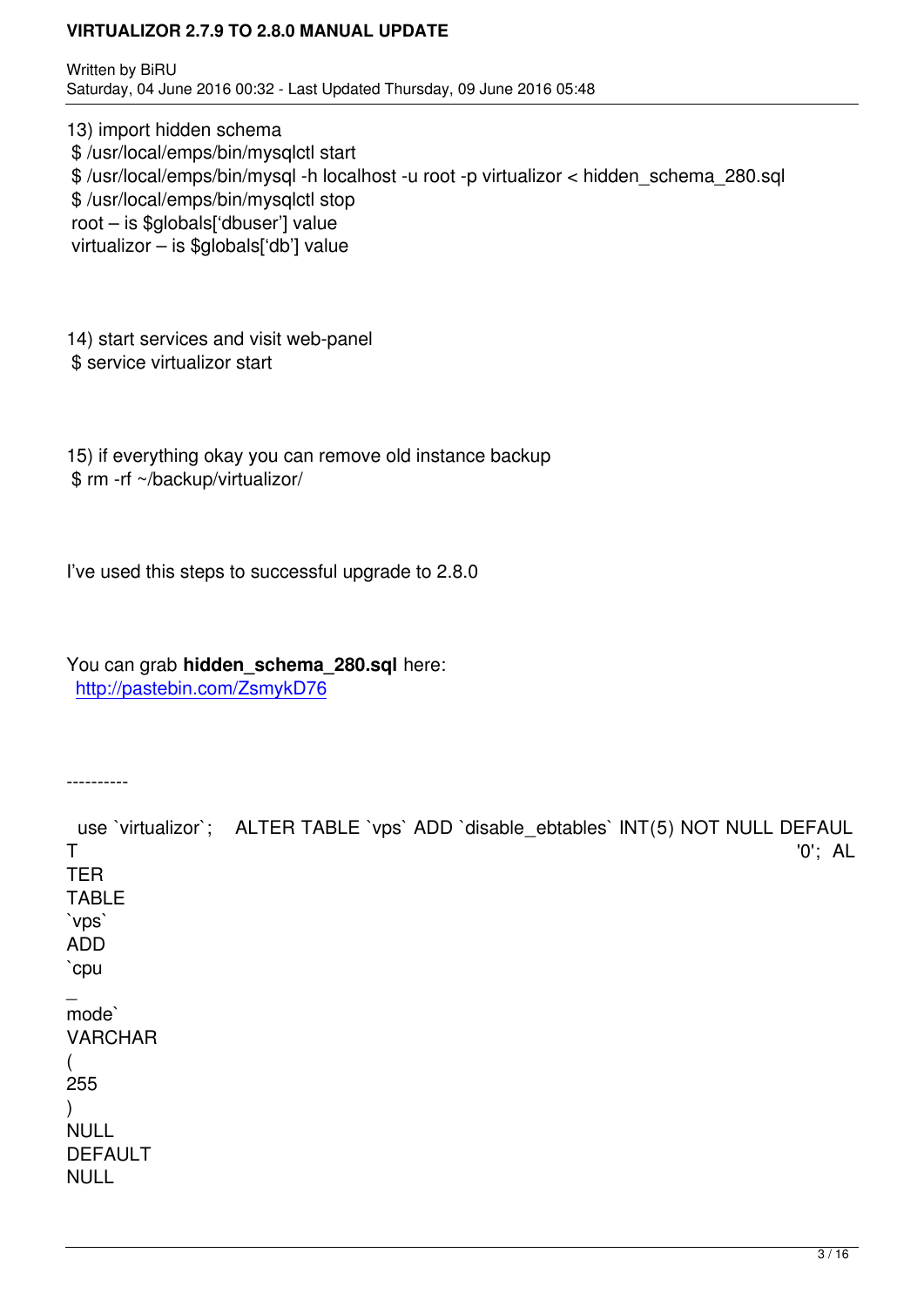13) import hidden schema

```
$ /usr/local/emps/bin/mysqlctl start
$ /usr/local/emps/bin/mysql -h localhost -u root -p virtualizor < hidden_schema_280.sql
$ /usr/local/emps/bin/mysqlctl stop
```

root – is $globals['dbuser'] value
virtualizor – is $globals['db'] value

14) start services and visit web-panel

```
$ service virtualizor start
```

15) if everything okay you can remove old instance backup

```
$ rm -rf ~/backup/virtualizor/
```

I've used this steps to successful upgrade to 2.8.0

You can grab **hidden_schema_280.sql** here:
[http://pastebin.com/ZsmykD76](http://pastebin.com/ZsmykD76)

----------

```
use `virtualizor`;    ALTER TABLE `vps` ADD `disable_ebtables` INT(5) NOT NULL DEFAULT '0'; ALTER TABLE `vps` ADD `cpu_mode` VARCHAR(255) NULL DEFAULT NULL
```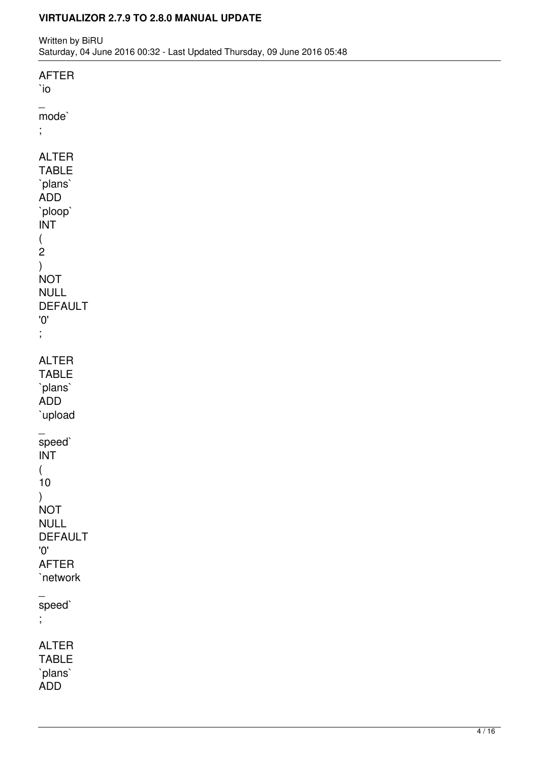```
AFTER
`io
_
mode`
;

ALTER
TABLE
`plans`
ADD
`ploop`
INT
(
2
)
NOT
NULL
DEFAULT
'0'
;

ALTER
TABLE
`plans`
ADD
`upload
_
speed`
INT
(
10
)
NOT
NULL
DEFAULT
'0'
AFTER
`network
_
speed`
;

ALTER
TABLE
`plans`
ADD
```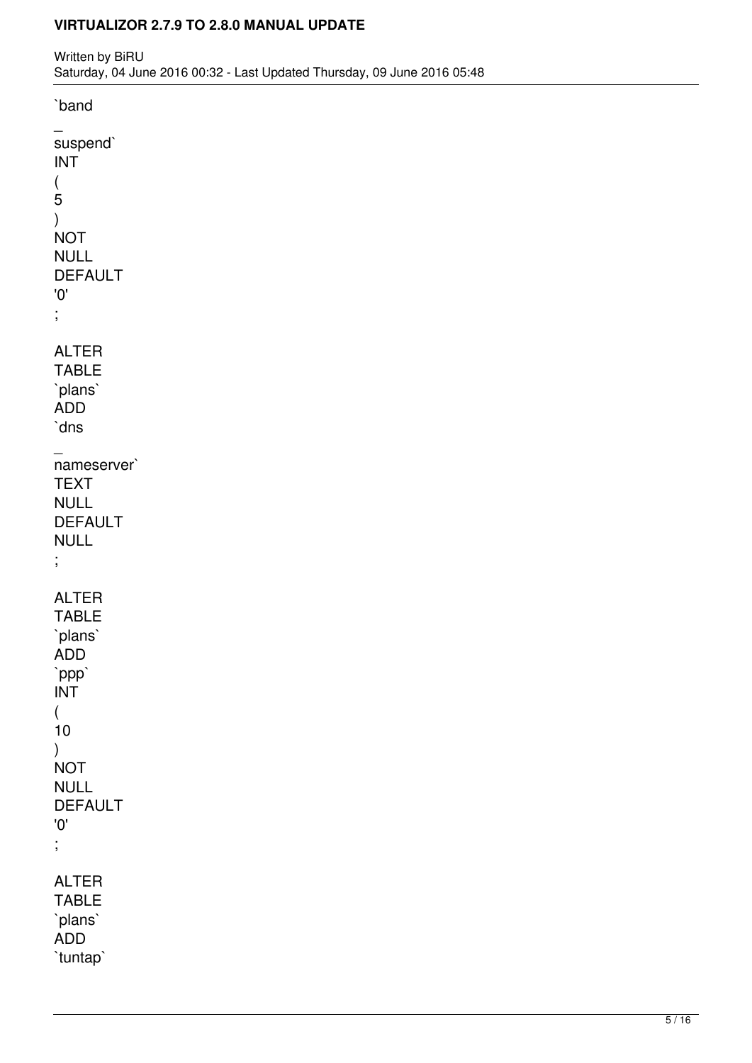```
`band_suspend` INT ( 5 ) NOT NULL DEFAULT '0' ;

ALTER TABLE `plans` ADD `dns_nameserver` TEXT NULL DEFAULT NULL ;

ALTER TABLE `plans` ADD `ppp` INT ( 10 ) NOT NULL DEFAULT '0' ;

ALTER TABLE `plans` ADD `tuntap`
```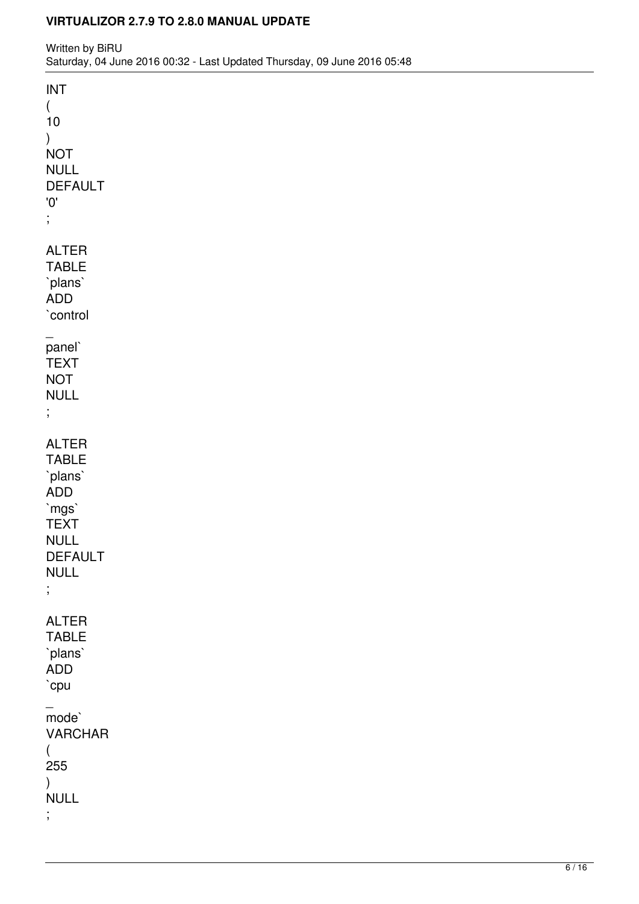```
INT(10) NOT NULL DEFAULT '0';

ALTER TABLE `plans` ADD `control_panel` TEXT NOT NULL;

ALTER TABLE `plans` ADD `mgs` TEXT NULL DEFAULT NULL;

ALTER TABLE `plans` ADD `cpu_mode` VARCHAR(255) NULL;
```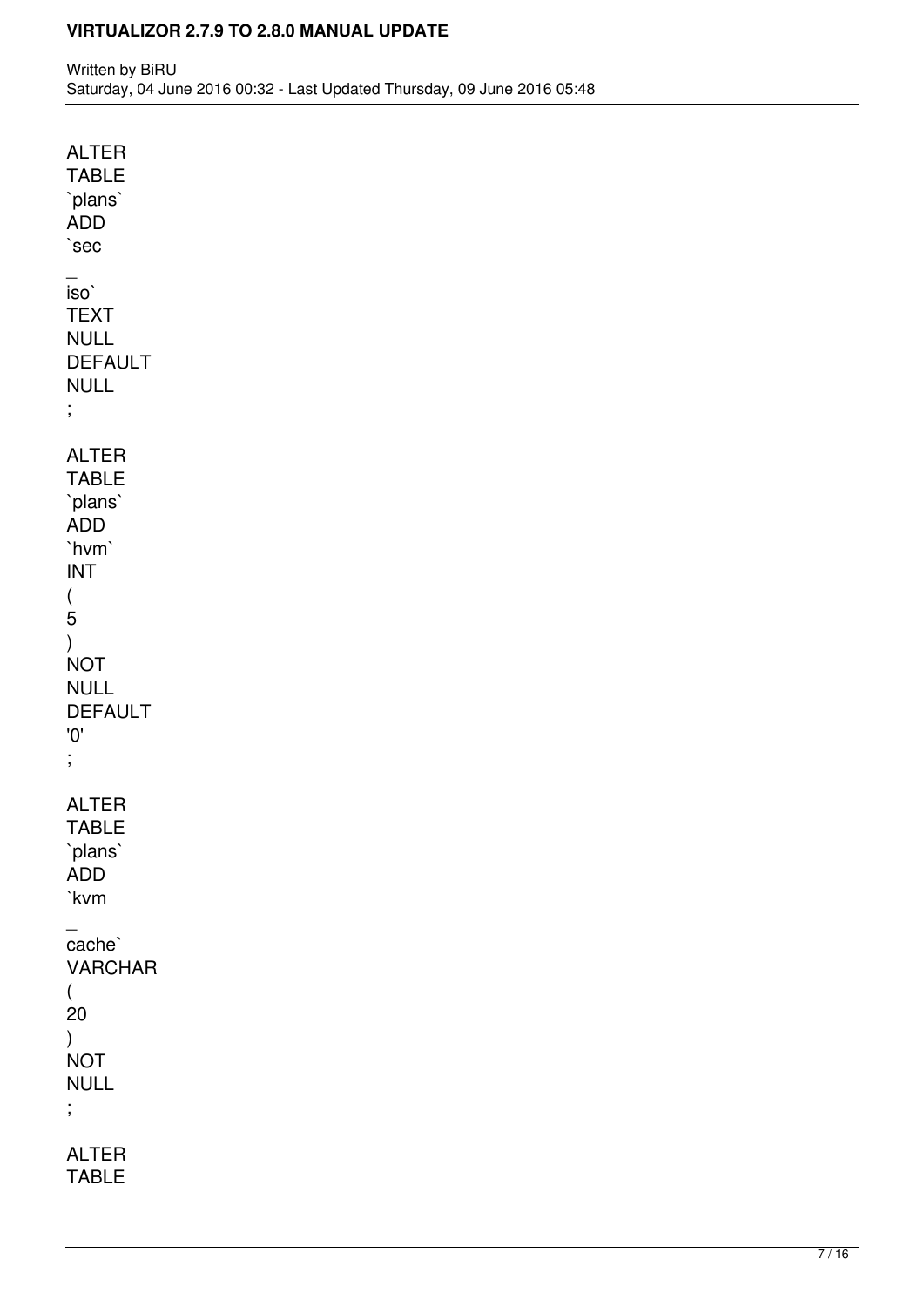```sql
ALTER TABLE `plans` ADD `sec_iso` TEXT NULL DEFAULT NULL;

ALTER TABLE `plans` ADD `hvm` INT(5) NOT NULL DEFAULT '0';

ALTER TABLE `plans` ADD `kvm_cache` VARCHAR(20) NOT NULL;

ALTER TABLE
```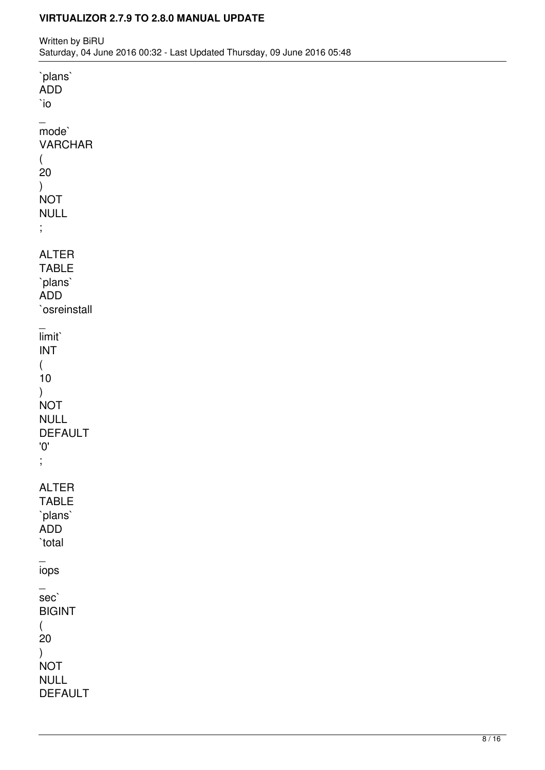```
`plans`
ADD
`io_mode`
VARCHAR
(
20
)
NOT
NULL
;

ALTER
TABLE
`plans`
ADD
`osreinstall_limit`
INT
(
10
)
NOT
NULL
DEFAULT
'0'
;

ALTER
TABLE
`plans`
ADD
`total_iops_sec`
BIGINT
(
20
)
NOT
NULL
DEFAULT
```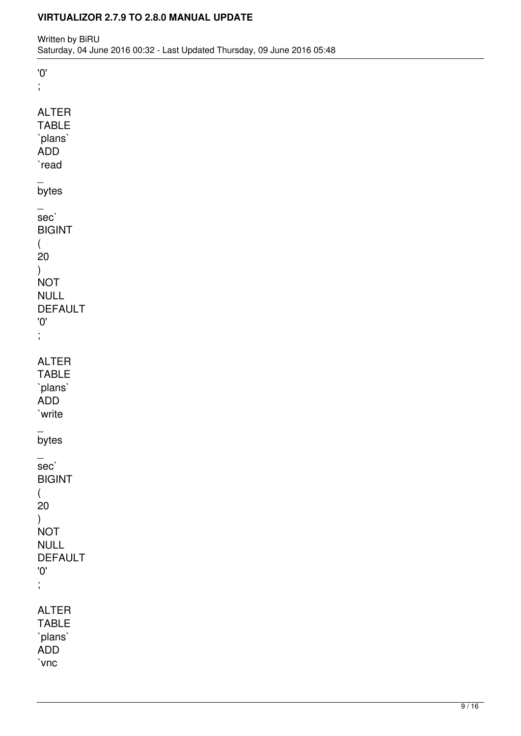```
'0'
;

ALTER
TABLE
`plans`
ADD
`read
_
bytes
_
sec`
BIGINT
(
20
)
NOT
NULL
DEFAULT
'0'
;

ALTER
TABLE
`plans`
ADD
`write
_
bytes
_
sec`
BIGINT
(
20
)
NOT
NULL
DEFAULT
'0'
;

ALTER
TABLE
`plans`
ADD
`vnc
```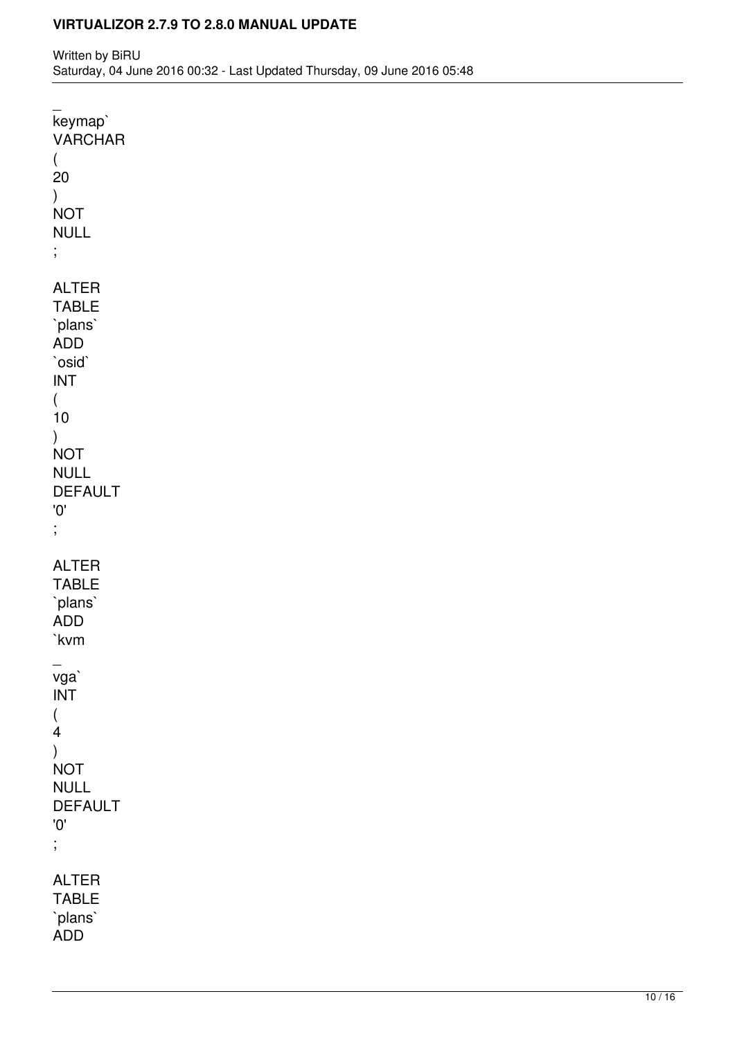```
_
keymap`
VARCHAR
(
20
)
NOT
NULL
;

ALTER
TABLE
`plans`
ADD
`osid`
INT
(
10
)
NOT
NULL
DEFAULT
'0'
;

ALTER
TABLE
`plans`
ADD
`kvm
_
vga`
INT
(
4
)
NOT
NULL
DEFAULT
'0'
;

ALTER
TABLE
`plans`
ADD
```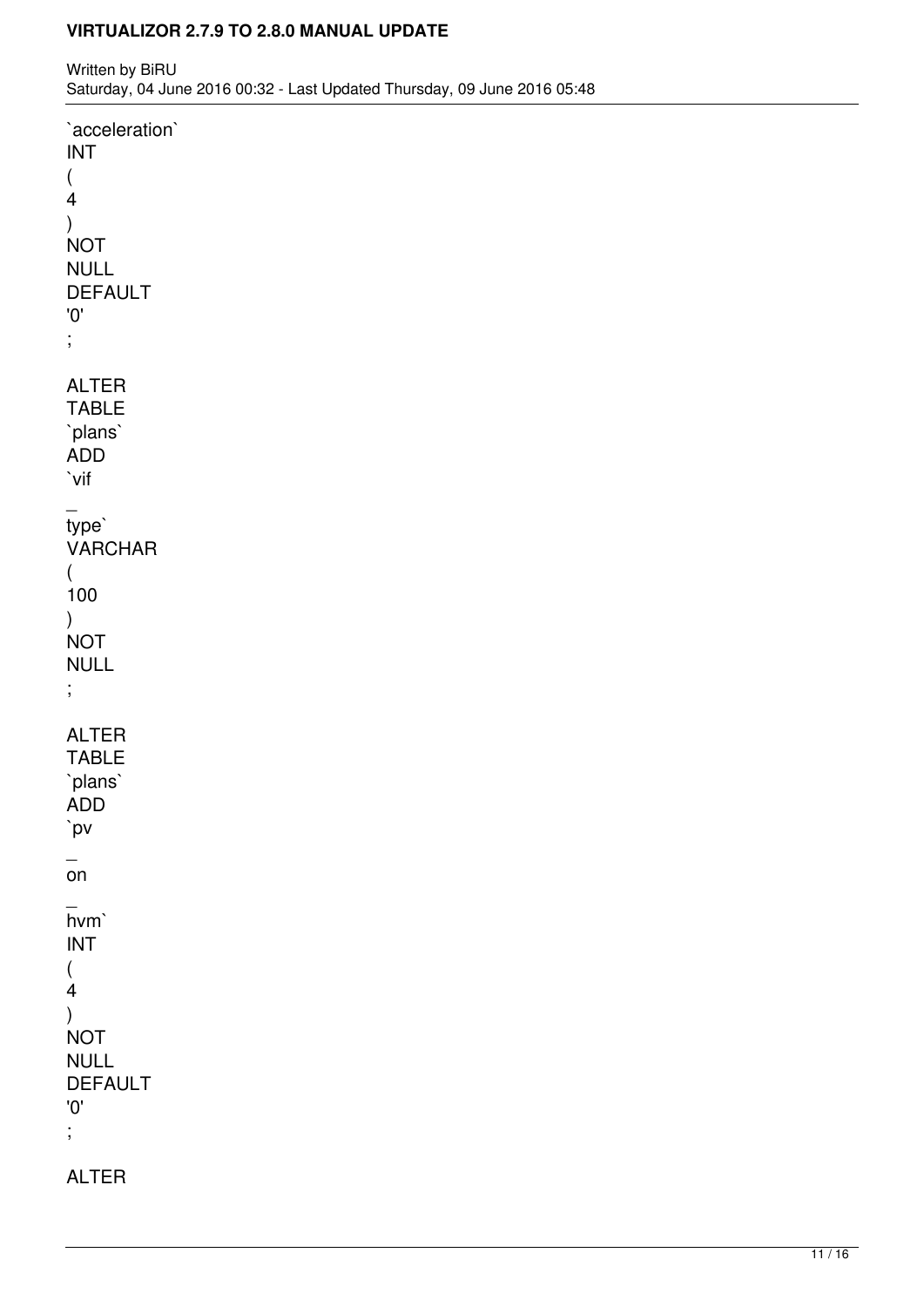`acceleration`
INT
(
4
)
NOT
NULL
DEFAULT
'0'
;

ALTER
TABLE
`plans`
ADD
`vif
_
type`
VARCHAR
(
100
)
NOT
NULL
;

ALTER
TABLE
`plans`
ADD
`pv
_
on
_
hvm`
INT
(
4
)
NOT
NULL
DEFAULT
'0'
;

ALTER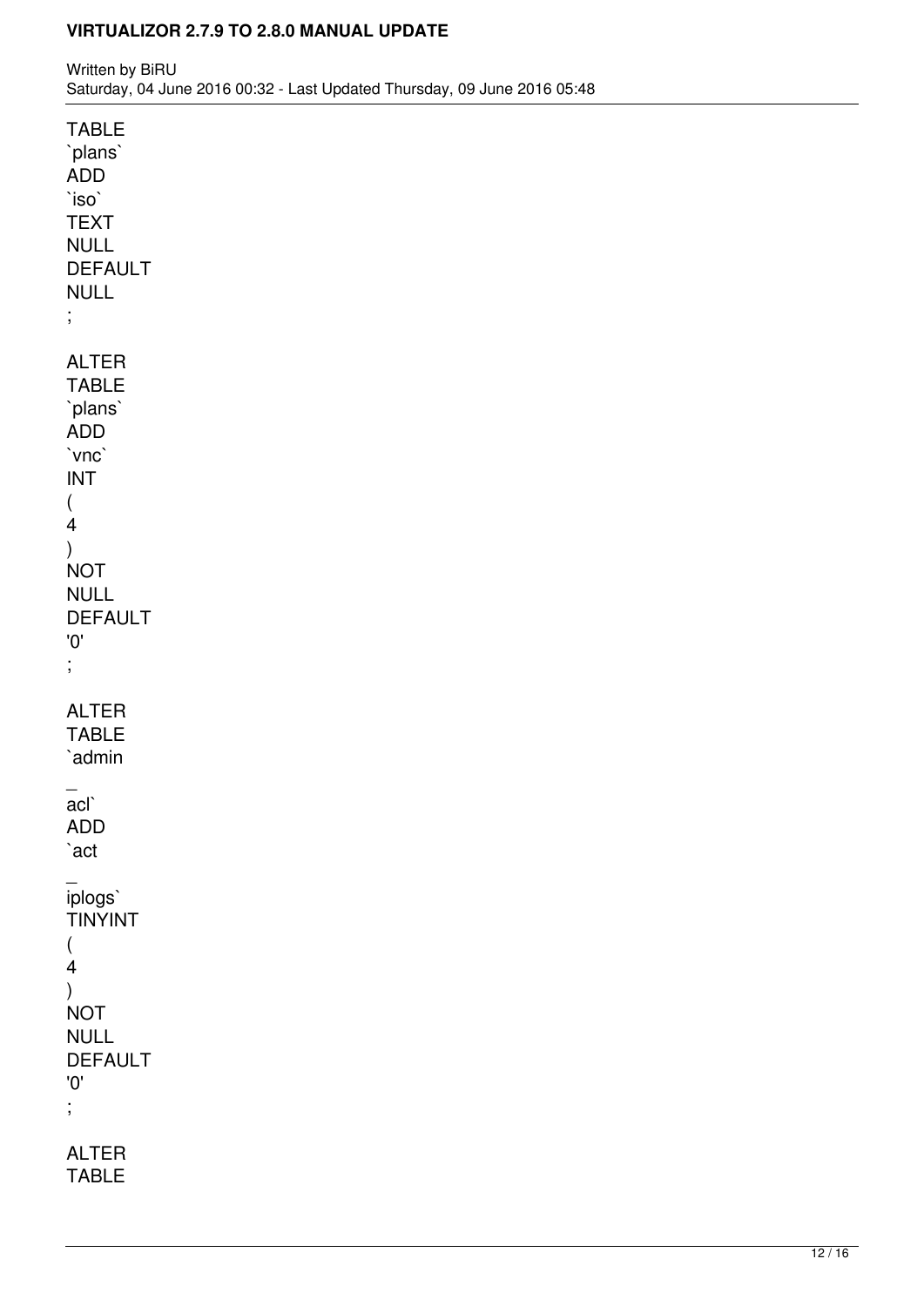TABLE
`plans`
ADD
`iso`
TEXT
NULL
DEFAULT
NULL
;

ALTER
TABLE
`plans`
ADD
`vnc`
INT
(
4
)
NOT
NULL
DEFAULT
'0'
;

ALTER
TABLE
`admin
_
acl`
ADD
`act
_
iplogs`
TINYINT
(
4
)
NOT
NULL
DEFAULT
'0'
;

ALTER
TABLE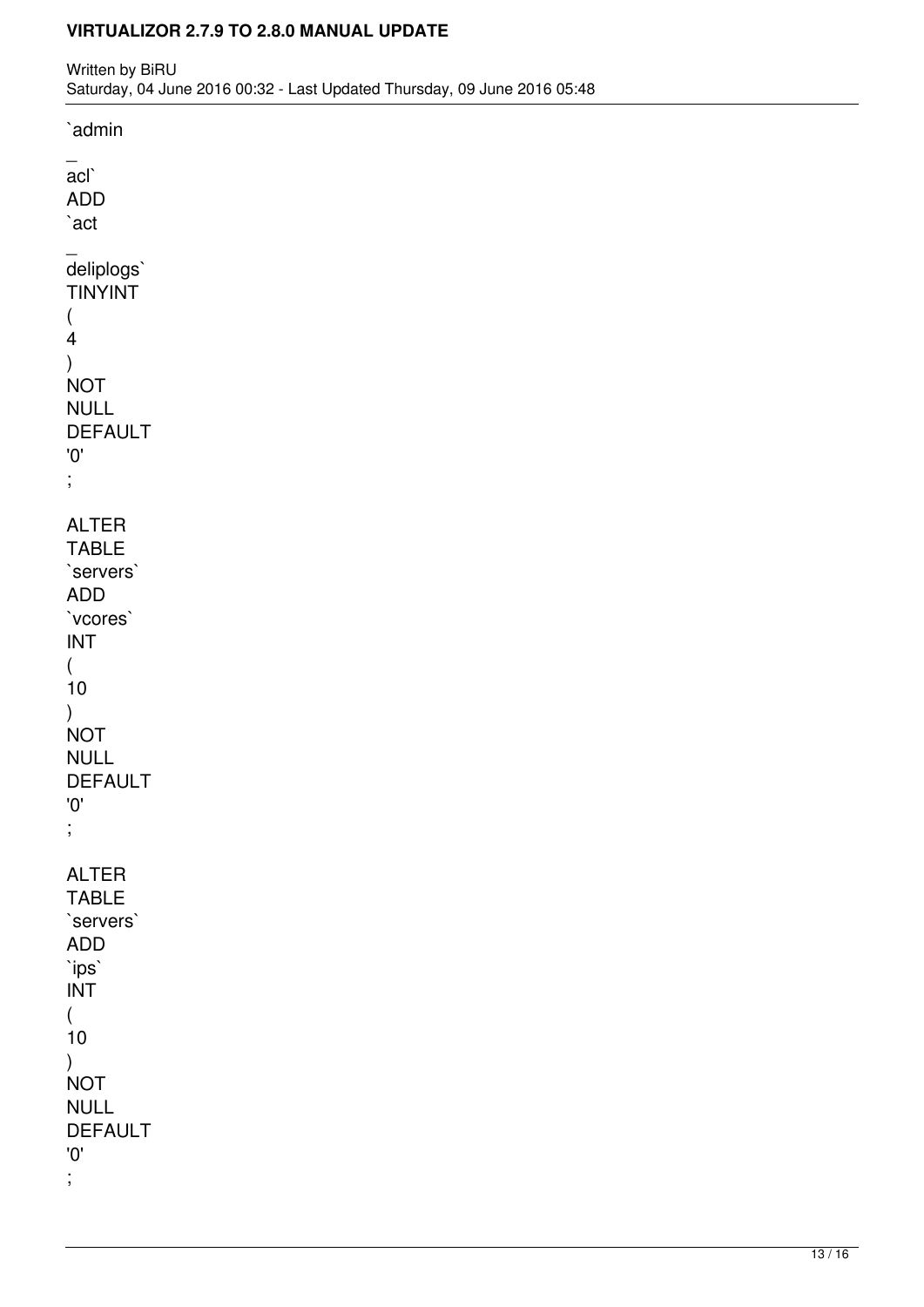```
`admin_acl` ADD `act_deliplogs` TINYINT(4) NOT NULL DEFAULT '0';

ALTER TABLE `servers` ADD `vcores` INT(10) NOT NULL DEFAULT '0';

ALTER TABLE `servers` ADD `ips` INT(10) NOT NULL DEFAULT '0';
```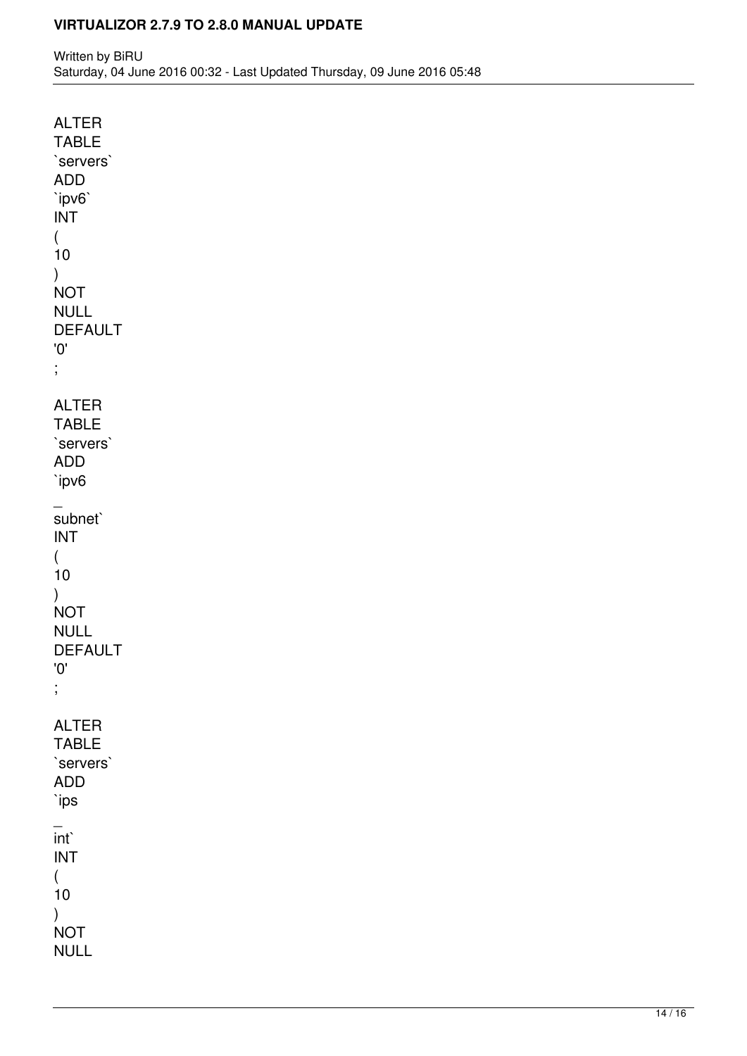```
ALTER TABLE `servers` ADD `ipv6` INT ( 10 ) NOT NULL DEFAULT '0' ;

ALTER TABLE `servers` ADD `ipv6_subnet` INT ( 10 ) NOT NULL DEFAULT '0' ;

ALTER TABLE `servers` ADD `ips_int` INT ( 10 ) NOT NULL
```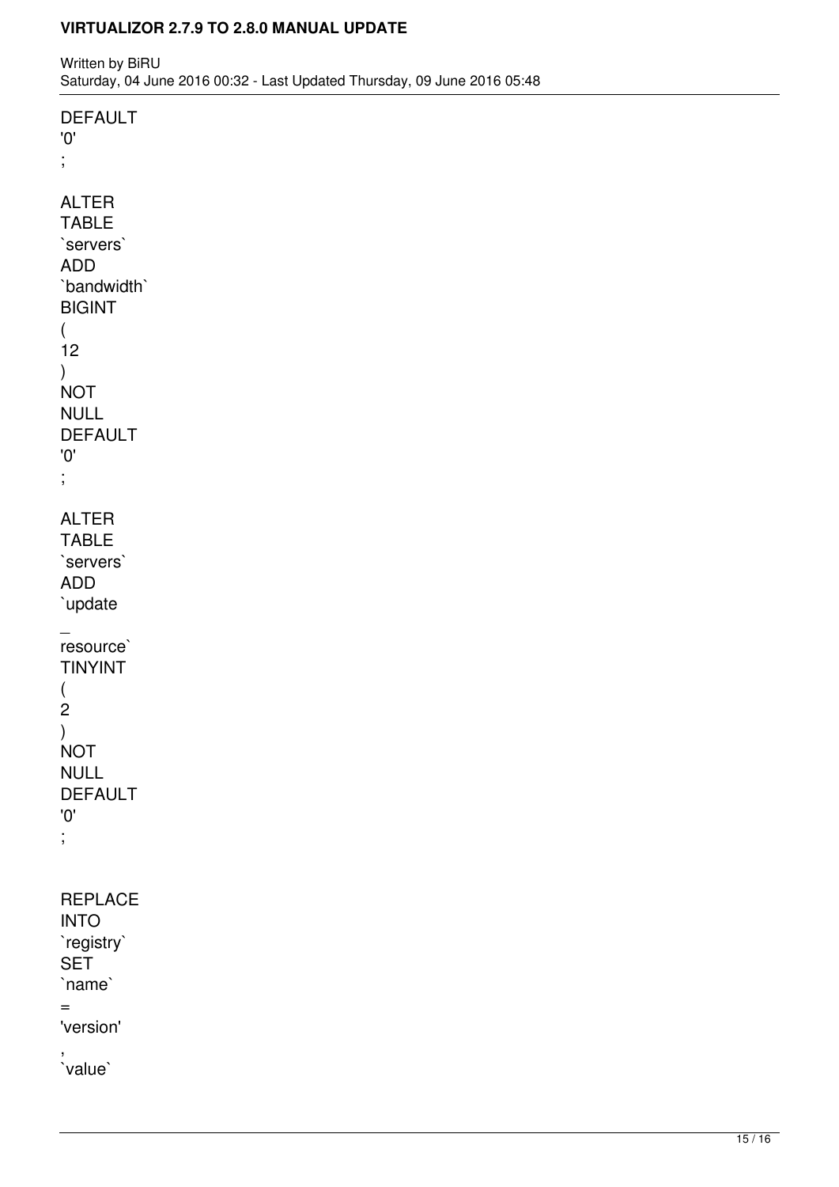```
DEFAULT
'0'
;

ALTER
TABLE
`servers`
ADD
`bandwidth`
BIGINT
(
12
)
NOT
NULL
DEFAULT
'0'
;

ALTER
TABLE
`servers`
ADD
`update
_
resource`
TINYINT
(
2
)
NOT
NULL
DEFAULT
'0'
;


REPLACE
INTO
`registry`
SET
`name`
=
'version'
,
`value`
```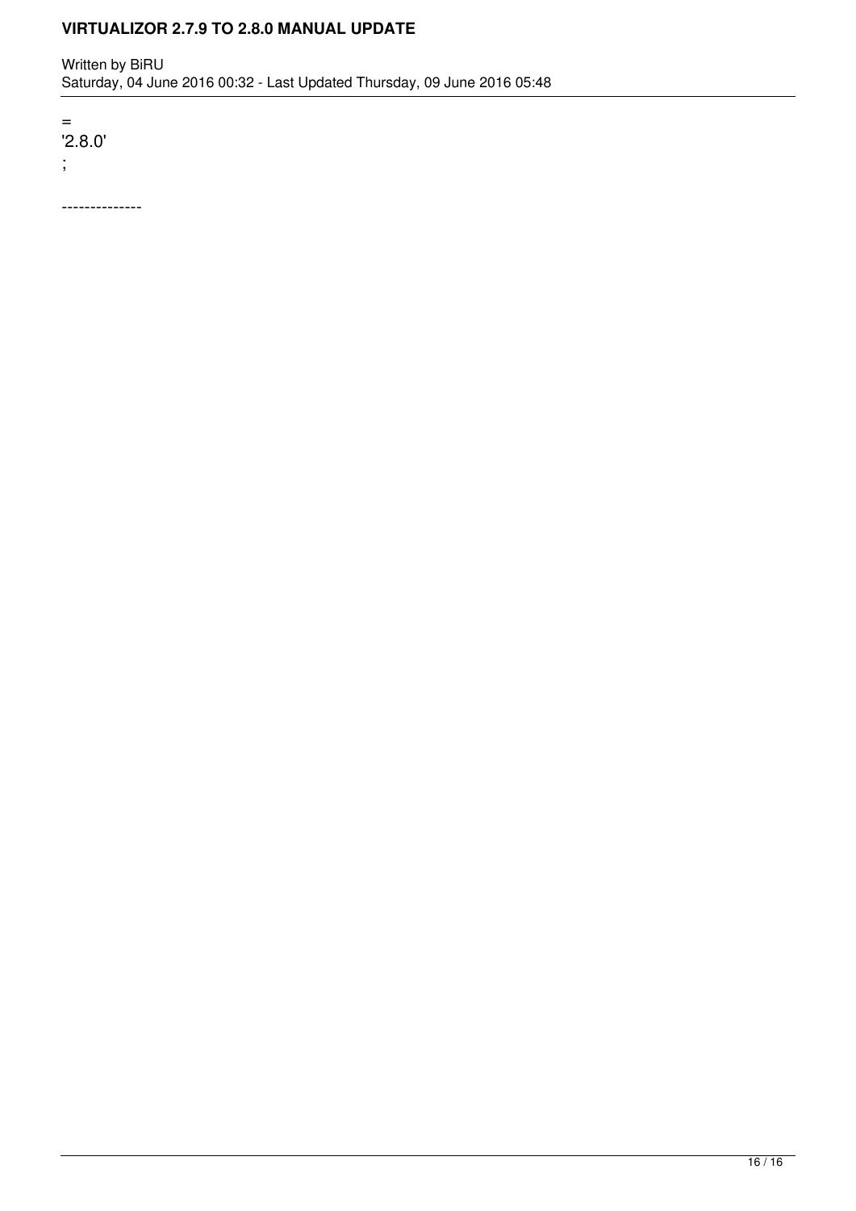=
'2.8.0'
;

--------------